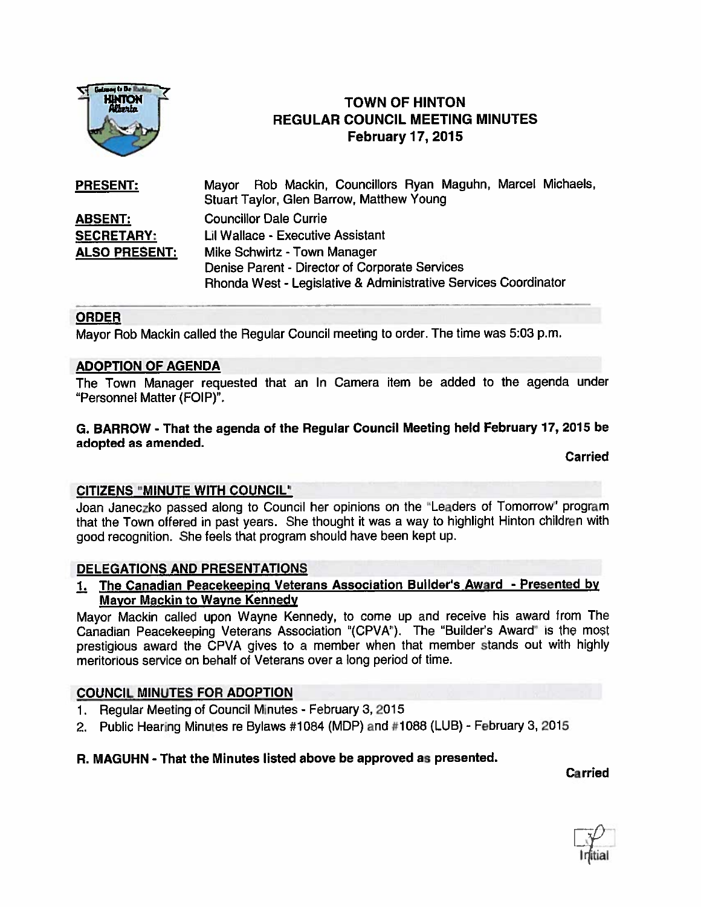# TOWN OF HINTON
## REGULAR COUNCIL MEETING MINUTES
### February 17, 2015

| | |
|---|---|
| **PRESENT:** | Mayor Rob Mackin, Councillors Ryan Maguhn, Marcel Michaels, Stuart Taylor, Glen Barrow, Matthew Young |
| **ABSENT:** | Councillor Dale Currie |
| **SECRETARY:** | Lil Wallace - Executive Assistant |
| **ALSO PRESENT:** | Mike Schwirtz - Town Manager<br>Denise Parent - Director of Corporate Services<br>Rhonda West - Legislative & Administrative Services Coordinator |

## ORDER

Mayor Rob Mackin called the Regular Council meeting to order. The time was 5:03 p.m.

## ADOPTION OF AGENDA

The Town Manager requested that an In Camera item be added to the agenda under "Personnel Matter (FOIP)".

**G. BARROW - That the agenda of the Regular Council Meeting held February 17, 2015 be adopted as amended.**

**Carried**

## CITIZENS "MINUTE WITH COUNCIL"

Joan Janeczko passed along to Council her opinions on the "Leaders of Tomorrow" program that the Town offered in past years. She thought it was a way to highlight Hinton children with good recognition. She feels that program should have been kept up.

## DELEGATIONS AND PRESENTATIONS

### 1. The Canadian Peacekeeping Veterans Association Builder's Award - Presented by Mayor Mackin to Wayne Kennedy

Mayor Mackin called upon Wayne Kennedy, to come up and receive his award from The Canadian Peacekeeping Veterans Association "(CPVA"). The "Builder's Award" is the most prestigious award the CPVA gives to a member when that member stands out with highly meritorious service on behalf of Veterans over a long period of time.

## COUNCIL MINUTES FOR ADOPTION

1. Regular Meeting of Council Minutes - February 3, 2015
2. Public Hearing Minutes re Bylaws #1084 (MDP) and #1088 (LUB) - February 3, 2015

**R. MAGUHN - That the Minutes listed above be approved as presented.**

**Carried**

Initial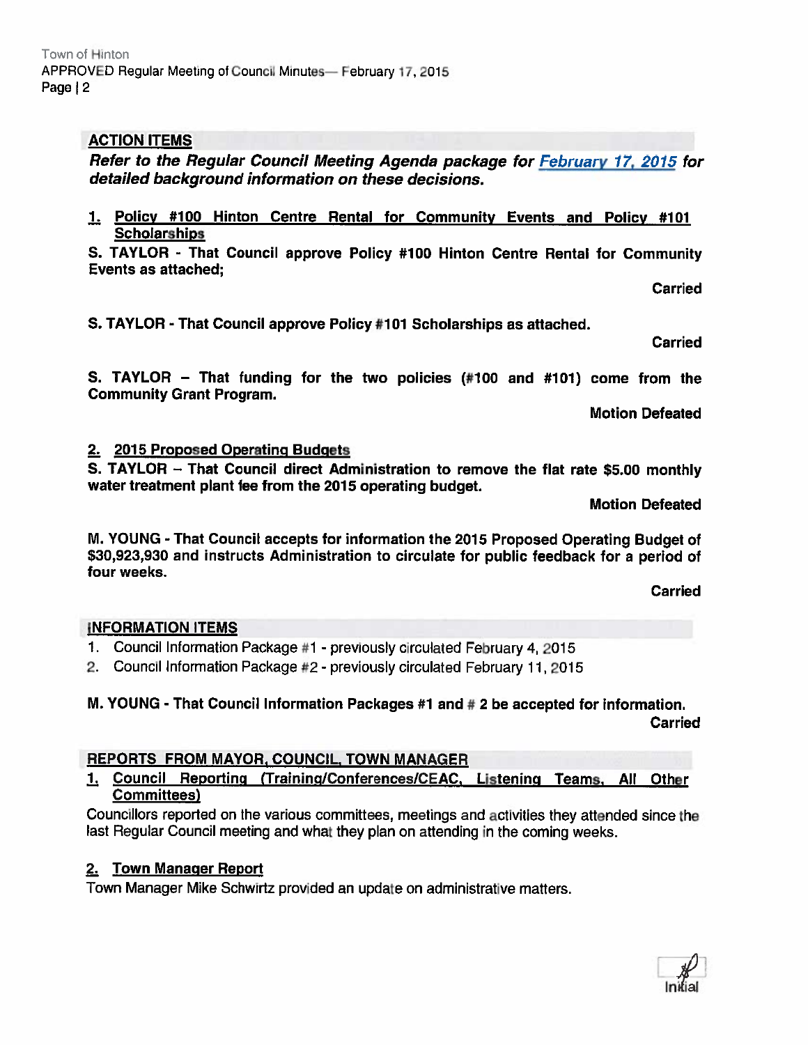## ACTION ITEMS

***Refer to the Regular Council Meeting Agenda package for [February 17, 2015](#) for detailed background information on these decisions.***

### 1. Policy #100 Hinton Centre Rental for Community Events and Policy #101 Scholarships

**S. TAYLOR - That Council approve Policy #100 Hinton Centre Rental for Community Events as attached;**

**Carried**

**S. TAYLOR - That Council approve Policy #101 Scholarships as attached.**

**Carried**

**S. TAYLOR – That funding for the two policies (#100 and #101) come from the Community Grant Program.**

**Motion Defeated**

### 2. 2015 Proposed Operating Budgets

**S. TAYLOR – That Council direct Administration to remove the flat rate $5.00 monthly water treatment plant fee from the 2015 operating budget.**

**Motion Defeated**

**M. YOUNG - That Council accepts for information the 2015 Proposed Operating Budget of $30,923,930 and instructs Administration to circulate for public feedback for a period of four weeks.**

**Carried**

## INFORMATION ITEMS

1. Council Information Package #1 - previously circulated February 4, 2015
2. Council Information Package #2 - previously circulated February 11, 2015

**M. YOUNG - That Council Information Packages #1 and # 2 be accepted for information.**

**Carried**

## REPORTS FROM MAYOR, COUNCIL, TOWN MANAGER

### 1. Council Reporting (Training/Conferences/CEAC, Listening Teams, All Other Committees)

Councillors reported on the various committees, meetings and activities they attended since the last Regular Council meeting and what they plan on attending in the coming weeks.

### 2. Town Manager Report

Town Manager Mike Schwirtz provided an update on administrative matters.

Initial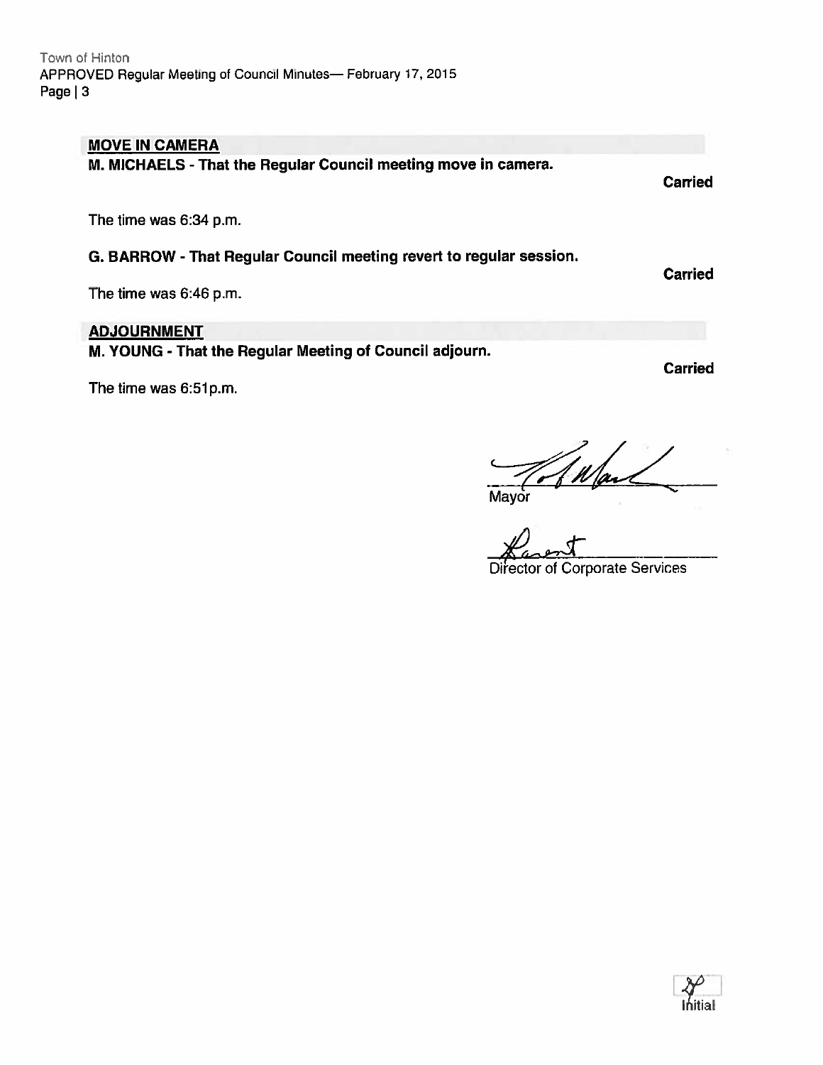## MOVE IN CAMERA

**M. MICHAELS - That the Regular Council meeting move in camera.**

**Carried**

The time was 6:34 p.m.

**G. BARROW - That Regular Council meeting revert to regular session.**

**Carried**

The time was 6:46 p.m.

## ADJOURNMENT

**M. YOUNG - That the Regular Meeting of Council adjourn.**

**Carried**

The time was 6:51p.m.

Mayor

Director of Corporate Services

Initial